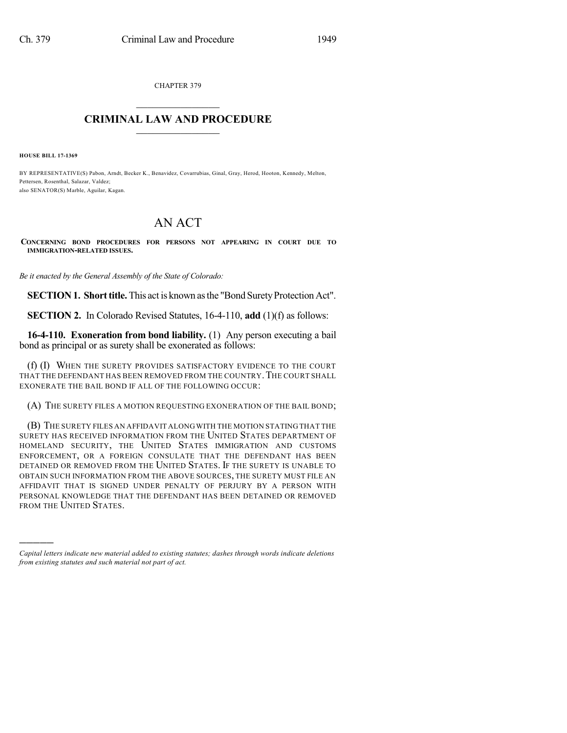CHAPTER 379

# CRIMINAL LAW AND PROCEDURE

**HOUSE BILL 17-1369**

BY REPRESENTATIVE(S) Pabon, Arndt, Becker K., Benavidez, Covarrubias, Ginal, Gray, Herod, Hooton, Kennedy, Melton, Pettersen, Rosenthal, Salazar, Valdez;
also SENATOR(S) Marble, Aguilar, Kagan.

# AN ACT

**CONCERNING BOND PROCEDURES FOR PERSONS NOT APPEARING IN COURT DUE TO IMMIGRATION-RELATED ISSUES.**

*Be it enacted by the General Assembly of the State of Colorado:*

**SECTION 1. Short title.** This act is known as the "Bond Surety Protection Act".

**SECTION 2.** In Colorado Revised Statutes, 16-4-110, **add** (1)(f) as follows:

**16-4-110. Exoneration from bond liability.** (1) Any person executing a bail bond as principal or as surety shall be exonerated as follows:

(f) (I) WHEN THE SURETY PROVIDES SATISFACTORY EVIDENCE TO THE COURT THAT THE DEFENDANT HAS BEEN REMOVED FROM THE COUNTRY. THE COURT SHALL EXONERATE THE BAIL BOND IF ALL OF THE FOLLOWING OCCUR:

(A) THE SURETY FILES A MOTION REQUESTING EXONERATION OF THE BAIL BOND;

(B) THE SURETY FILES AN AFFIDAVIT ALONG WITH THE MOTION STATING THAT THE SURETY HAS RECEIVED INFORMATION FROM THE UNITED STATES DEPARTMENT OF HOMELAND SECURITY, THE UNITED STATES IMMIGRATION AND CUSTOMS ENFORCEMENT, OR A FOREIGN CONSULATE THAT THE DEFENDANT HAS BEEN DETAINED OR REMOVED FROM THE UNITED STATES. IF THE SURETY IS UNABLE TO OBTAIN SUCH INFORMATION FROM THE ABOVE SOURCES, THE SURETY MUST FILE AN AFFIDAVIT THAT IS SIGNED UNDER PENALTY OF PERJURY BY A PERSON WITH PERSONAL KNOWLEDGE THAT THE DEFENDANT HAS BEEN DETAINED OR REMOVED FROM THE UNITED STATES.

---

*Capital letters indicate new material added to existing statutes; dashes through words indicate deletions from existing statutes and such material not part of act.*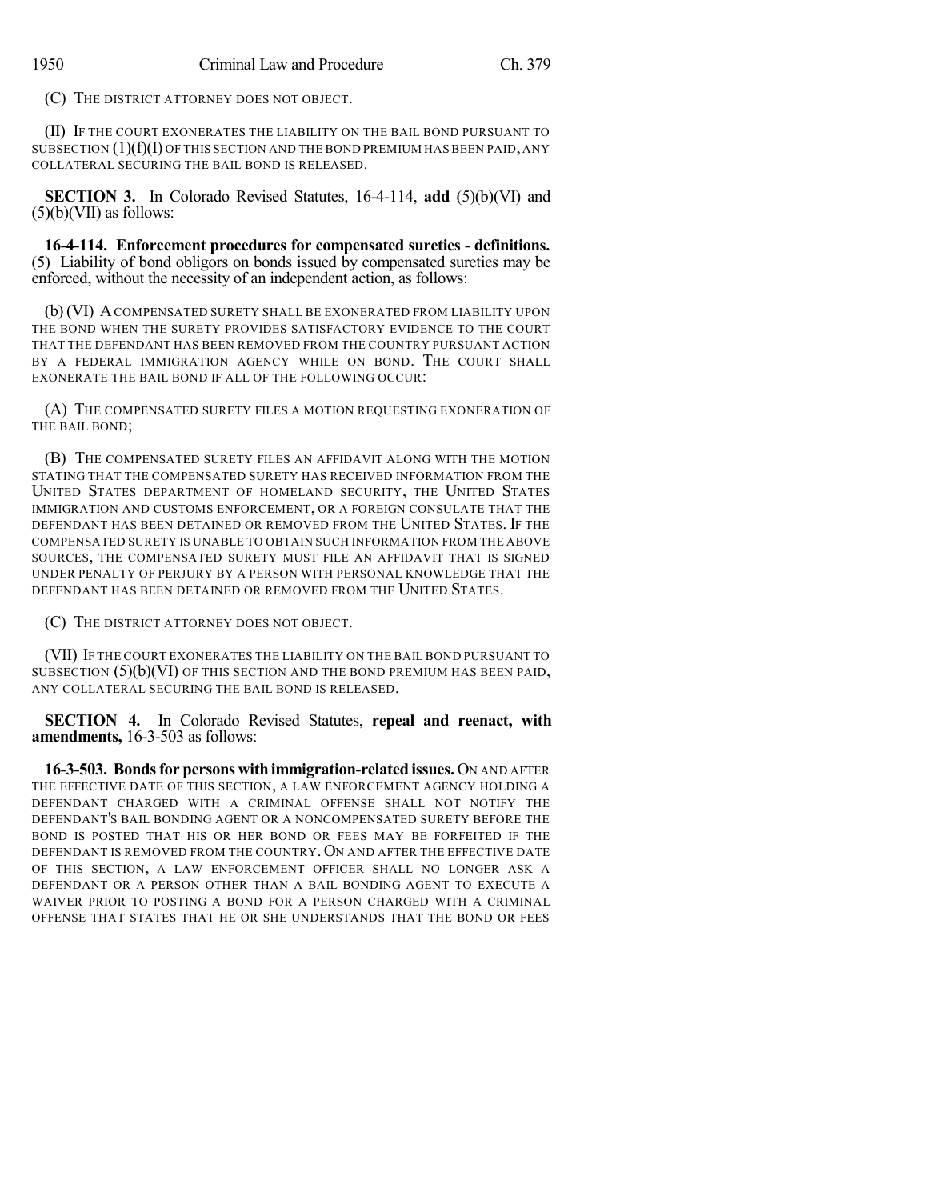(C) THE DISTRICT ATTORNEY DOES NOT OBJECT.

(II) IF THE COURT EXONERATES THE LIABILITY ON THE BAIL BOND PURSUANT TO SUBSECTION (1)(f)(I) OF THIS SECTION AND THE BOND PREMIUM HAS BEEN PAID, ANY COLLATERAL SECURING THE BAIL BOND IS RELEASED.

**SECTION 3.** In Colorado Revised Statutes, 16-4-114, **add** (5)(b)(VI) and (5)(b)(VII) as follows:

**16-4-114. Enforcement procedures for compensated sureties - definitions.** (5) Liability of bond obligors on bonds issued by compensated sureties may be enforced, without the necessity of an independent action, as follows:

(b) (VI) A COMPENSATED SURETY SHALL BE EXONERATED FROM LIABILITY UPON THE BOND WHEN THE SURETY PROVIDES SATISFACTORY EVIDENCE TO THE COURT THAT THE DEFENDANT HAS BEEN REMOVED FROM THE COUNTRY PURSUANT ACTION BY A FEDERAL IMMIGRATION AGENCY WHILE ON BOND. THE COURT SHALL EXONERATE THE BAIL BOND IF ALL OF THE FOLLOWING OCCUR:

(A) THE COMPENSATED SURETY FILES A MOTION REQUESTING EXONERATION OF THE BAIL BOND;

(B) THE COMPENSATED SURETY FILES AN AFFIDAVIT ALONG WITH THE MOTION STATING THAT THE COMPENSATED SURETY HAS RECEIVED INFORMATION FROM THE UNITED STATES DEPARTMENT OF HOMELAND SECURITY, THE UNITED STATES IMMIGRATION AND CUSTOMS ENFORCEMENT, OR A FOREIGN CONSULATE THAT THE DEFENDANT HAS BEEN DETAINED OR REMOVED FROM THE UNITED STATES. IF THE COMPENSATED SURETY IS UNABLE TO OBTAIN SUCH INFORMATION FROM THE ABOVE SOURCES, THE COMPENSATED SURETY MUST FILE AN AFFIDAVIT THAT IS SIGNED UNDER PENALTY OF PERJURY BY A PERSON WITH PERSONAL KNOWLEDGE THAT THE DEFENDANT HAS BEEN DETAINED OR REMOVED FROM THE UNITED STATES.

(C) THE DISTRICT ATTORNEY DOES NOT OBJECT.

(VII) IF THE COURT EXONERATES THE LIABILITY ON THE BAIL BOND PURSUANT TO SUBSECTION (5)(b)(VI) OF THIS SECTION AND THE BOND PREMIUM HAS BEEN PAID, ANY COLLATERAL SECURING THE BAIL BOND IS RELEASED.

**SECTION 4.** In Colorado Revised Statutes, **repeal and reenact, with amendments,** 16-3-503 as follows:

**16-3-503. Bonds for persons with immigration-related issues.** ON AND AFTER THE EFFECTIVE DATE OF THIS SECTION, A LAW ENFORCEMENT AGENCY HOLDING A DEFENDANT CHARGED WITH A CRIMINAL OFFENSE SHALL NOT NOTIFY THE DEFENDANT'S BAIL BONDING AGENT OR A NONCOMPENSATED SURETY BEFORE THE BOND IS POSTED THAT HIS OR HER BOND OR FEES MAY BE FORFEITED IF THE DEFENDANT IS REMOVED FROM THE COUNTRY. ON AND AFTER THE EFFECTIVE DATE OF THIS SECTION, A LAW ENFORCEMENT OFFICER SHALL NO LONGER ASK A DEFENDANT OR A PERSON OTHER THAN A BAIL BONDING AGENT TO EXECUTE A WAIVER PRIOR TO POSTING A BOND FOR A PERSON CHARGED WITH A CRIMINAL OFFENSE THAT STATES THAT HE OR SHE UNDERSTANDS THAT THE BOND OR FEES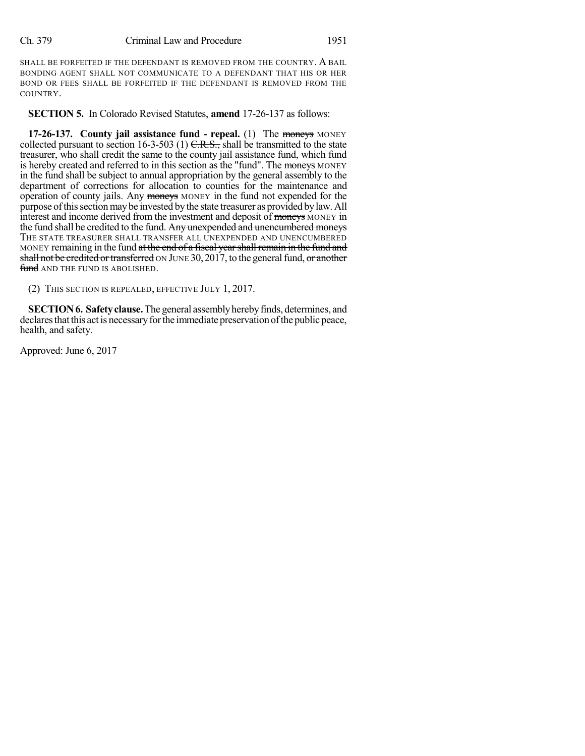SHALL BE FORFEITED IF THE DEFENDANT IS REMOVED FROM THE COUNTRY. A BAIL BONDING AGENT SHALL NOT COMMUNICATE TO A DEFENDANT THAT HIS OR HER BOND OR FEES SHALL BE FORFEITED IF THE DEFENDANT IS REMOVED FROM THE COUNTRY.

**SECTION 5.** In Colorado Revised Statutes, **amend** 17-26-137 as follows:

**17-26-137. County jail assistance fund - repeal.** (1) The ~~moneys~~ MONEY collected pursuant to section 16-3-503 (1) ~~C.R.S.,~~ shall be transmitted to the state treasurer, who shall credit the same to the county jail assistance fund, which fund is hereby created and referred to in this section as the "fund". The ~~moneys~~ MONEY in the fund shall be subject to annual appropriation by the general assembly to the department of corrections for allocation to counties for the maintenance and operation of county jails. Any ~~moneys~~ MONEY in the fund not expended for the purpose of this section may be invested by the state treasurer as provided by law. All interest and income derived from the investment and deposit of ~~moneys~~ MONEY in the fund shall be credited to the fund. ~~Any unexpended and unencumbered moneys~~ THE STATE TREASURER SHALL TRANSFER ALL UNEXPENDED AND UNENCUMBERED MONEY remaining in the fund ~~at the end of a fiscal year shall remain in the fund and shall not be credited or transferred~~ ON JUNE 30, 2017, to the general fund, ~~or another fund~~ AND THE FUND IS ABOLISHED.

(2) THIS SECTION IS REPEALED, EFFECTIVE JULY 1, 2017.

**SECTION 6. Safety clause.** The general assembly hereby finds, determines, and declares that this act is necessary for the immediate preservation of the public peace, health, and safety.

Approved: June 6, 2017